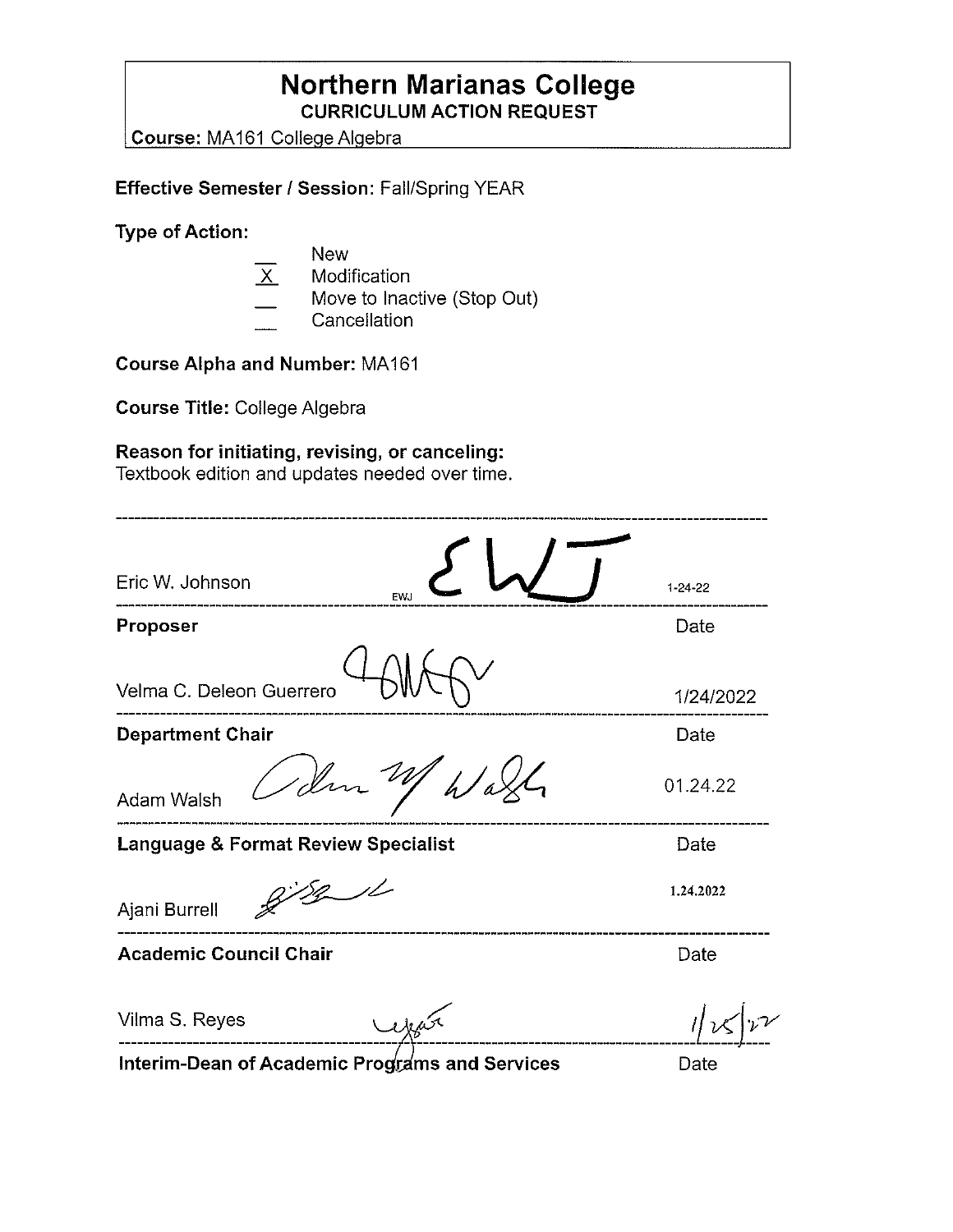# Northern Marianas College

## CURRICULUM ACTION REQUEST

**Course:** MA161 College Algebra

**Effective Semester / Session:** Fall/Spring YEAR

**Type of Action:**

- \_\_ New
- X Modification
- \_\_ Move to Inactive (Stop Out)
- \_\_ Cancellation

**Course Alpha and Number:** MA161

**Course Title:** College Algebra

**Reason for initiating, revising, or canceling:**
Textbook edition and updates needed over time.

---

| Name | Signature | Date |
|---|---|---|
| Eric W. Johnson | EWJ | 1-24-22 |
| **Proposer** | | Date |
| Velma C. Deleon Guerrero | | 1/24/2022 |
| **Department Chair** | | Date |
| Adam Walsh | | 01.24.22 |
| **Language & Format Review Specialist** | | Date |
| Ajani Burrell | | 1.24.2022 |
| **Academic Council Chair** | | Date |
| Vilma S. Reyes | | 1/25/22 |
| **Interim-Dean of Academic Programs and Services** | | Date |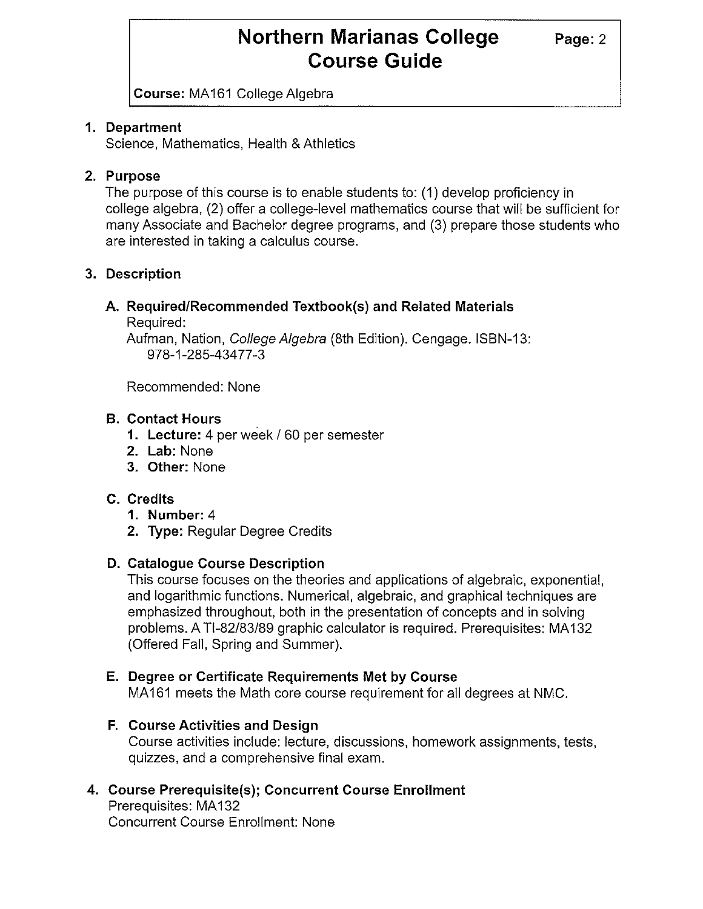# Northern Marianas College Course Guide

**Course:** MA161 College Algebra

## 1. Department

Science, Mathematics, Health & Athletics

## 2. Purpose

The purpose of this course is to enable students to: (1) develop proficiency in college algebra, (2) offer a college-level mathematics course that will be sufficient for many Associate and Bachelor degree programs, and (3) prepare those students who are interested in taking a calculus course.

## 3. Description

### A. Required/Recommended Textbook(s) and Related Materials

Required:

Aufman, Nation, *College Algebra* (8th Edition). Cengage. ISBN-13: 978-1-285-43477-3

Recommended: None

### B. Contact Hours

1. **Lecture:** 4 per week / 60 per semester
2. **Lab:** None
3. **Other:** None

### C. Credits

1. **Number:** 4
2. **Type:** Regular Degree Credits

### D. Catalogue Course Description

This course focuses on the theories and applications of algebraic, exponential, and logarithmic functions. Numerical, algebraic, and graphical techniques are emphasized throughout, both in the presentation of concepts and in solving problems. A TI-82/83/89 graphic calculator is required. Prerequisites: MA132 (Offered Fall, Spring and Summer).

### E. Degree or Certificate Requirements Met by Course

MA161 meets the Math core course requirement for all degrees at NMC.

### F. Course Activities and Design

Course activities include: lecture, discussions, homework assignments, tests, quizzes, and a comprehensive final exam.

## 4. Course Prerequisite(s); Concurrent Course Enrollment

Prerequisites: MA132

Concurrent Course Enrollment: None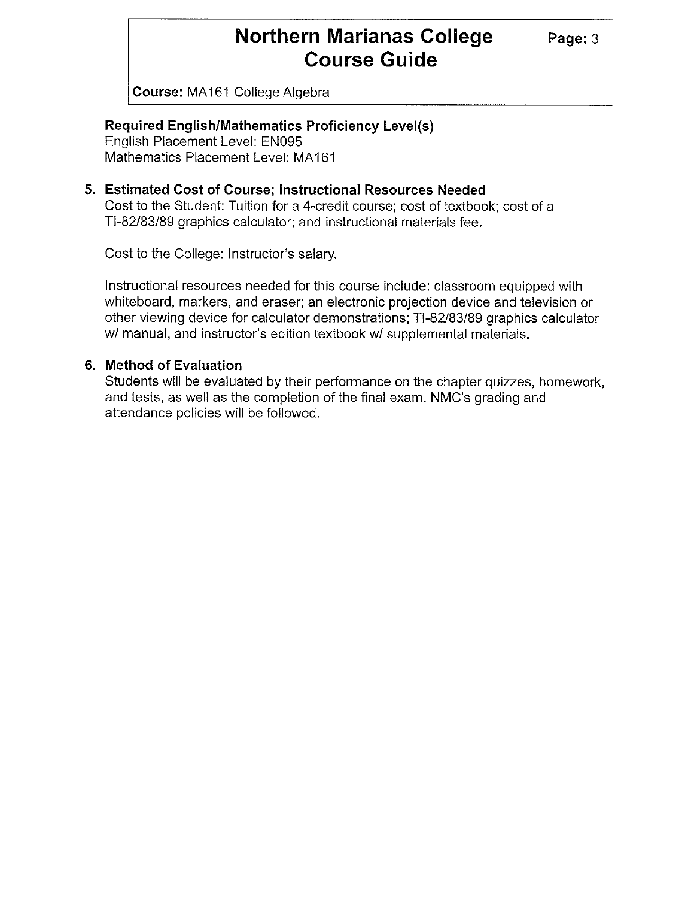**Required English/Mathematics Proficiency Level(s)**
English Placement Level: EN095
Mathematics Placement Level: MA161

## 5. Estimated Cost of Course; Instructional Resources Needed

Cost to the Student: Tuition for a 4-credit course; cost of textbook; cost of a TI-82/83/89 graphics calculator; and instructional materials fee.

Cost to the College: Instructor's salary.

Instructional resources needed for this course include: classroom equipped with whiteboard, markers, and eraser; an electronic projection device and television or other viewing device for calculator demonstrations; TI-82/83/89 graphics calculator w/ manual, and instructor's edition textbook w/ supplemental materials.

## 6. Method of Evaluation

Students will be evaluated by their performance on the chapter quizzes, homework, and tests, as well as the completion of the final exam. NMC's grading and attendance policies will be followed.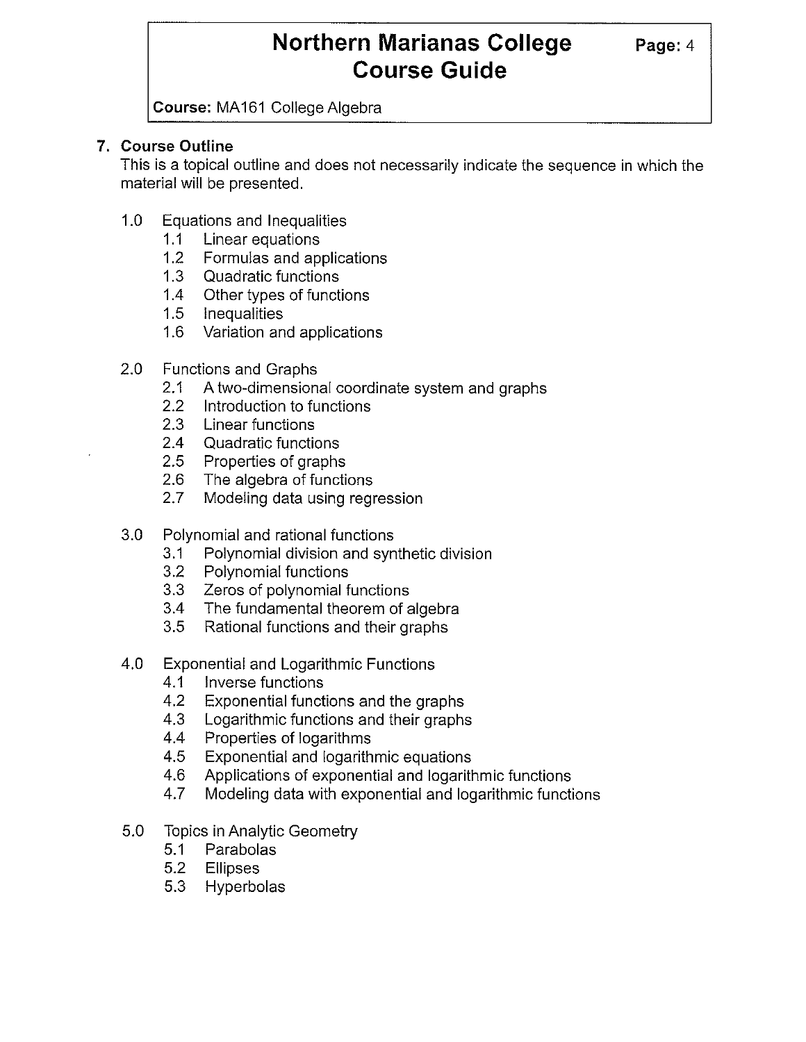**Course:** MA161 College Algebra

## 7. Course Outline

This is a topical outline and does not necessarily indicate the sequence in which the material will be presented.

- 1.0 Equations and Inequalities
  - 1.1 Linear equations
  - 1.2 Formulas and applications
  - 1.3 Quadratic functions
  - 1.4 Other types of functions
  - 1.5 Inequalities
  - 1.6 Variation and applications

- 2.0 Functions and Graphs
  - 2.1 A two-dimensional coordinate system and graphs
  - 2.2 Introduction to functions
  - 2.3 Linear functions
  - 2.4 Quadratic functions
  - 2.5 Properties of graphs
  - 2.6 The algebra of functions
  - 2.7 Modeling data using regression

- 3.0 Polynomial and rational functions
  - 3.1 Polynomial division and synthetic division
  - 3.2 Polynomial functions
  - 3.3 Zeros of polynomial functions
  - 3.4 The fundamental theorem of algebra
  - 3.5 Rational functions and their graphs

- 4.0 Exponential and Logarithmic Functions
  - 4.1 Inverse functions
  - 4.2 Exponential functions and the graphs
  - 4.3 Logarithmic functions and their graphs
  - 4.4 Properties of logarithms
  - 4.5 Exponential and logarithmic equations
  - 4.6 Applications of exponential and logarithmic functions
  - 4.7 Modeling data with exponential and logarithmic functions

- 5.0 Topics in Analytic Geometry
  - 5.1 Parabolas
  - 5.2 Ellipses
  - 5.3 Hyperbolas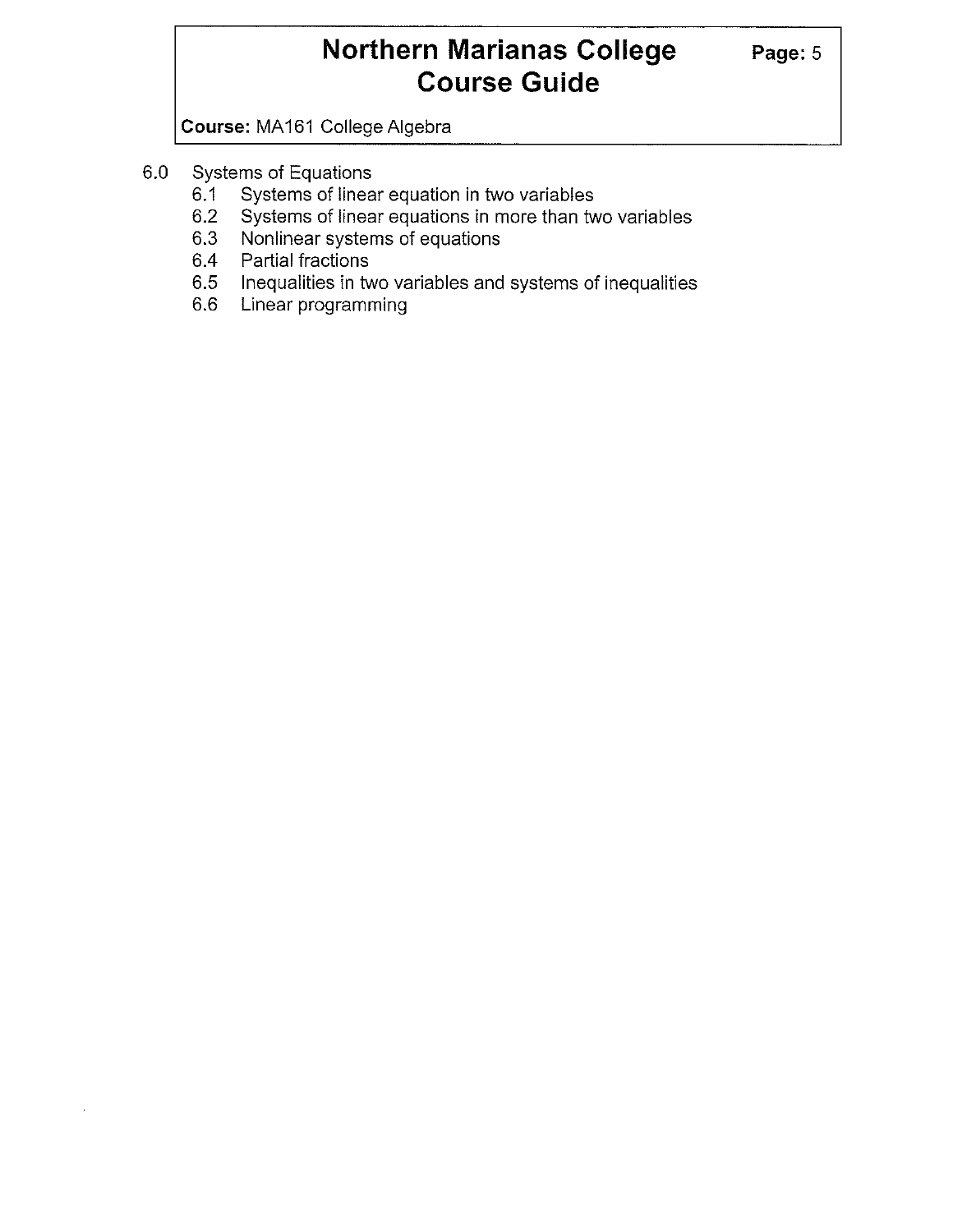6.0 Systems of Equations
- 6.1 Systems of linear equation in two variables
- 6.2 Systems of linear equations in more than two variables
- 6.3 Nonlinear systems of equations
- 6.4 Partial fractions
- 6.5 Inequalities in two variables and systems of inequalities
- 6.6 Linear programming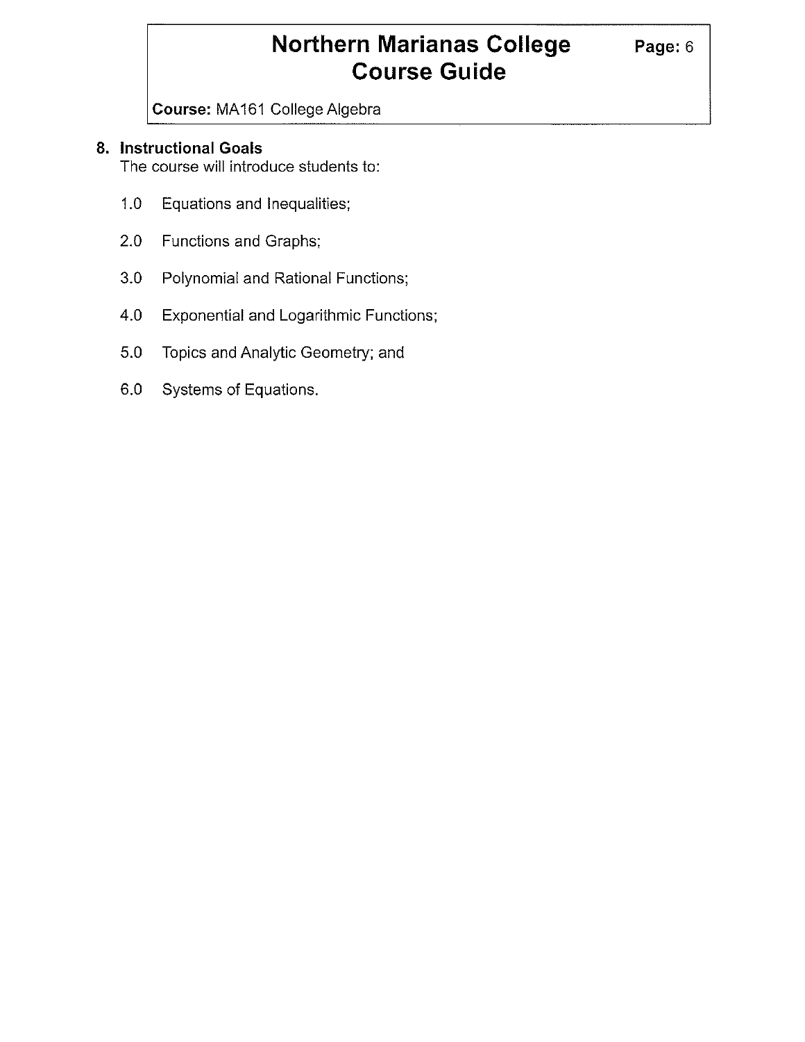**Course:** MA161 College Algebra

## 8. Instructional Goals

The course will introduce students to:

1.0 Equations and Inequalities;

2.0 Functions and Graphs;

3.0 Polynomial and Rational Functions;

4.0 Exponential and Logarithmic Functions;

5.0 Topics and Analytic Geometry; and

6.0 Systems of Equations.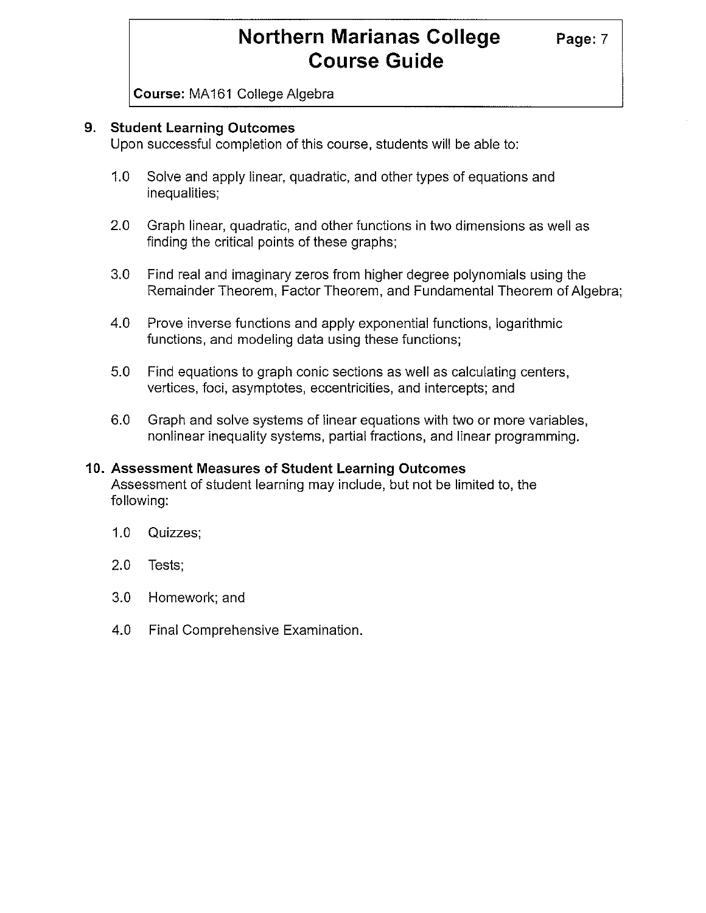## 9. Student Learning Outcomes

Upon successful completion of this course, students will be able to:

1.0 Solve and apply linear, quadratic, and other types of equations and inequalities;

2.0 Graph linear, quadratic, and other functions in two dimensions as well as finding the critical points of these graphs;

3.0 Find real and imaginary zeros from higher degree polynomials using the Remainder Theorem, Factor Theorem, and Fundamental Theorem of Algebra;

4.0 Prove inverse functions and apply exponential functions, logarithmic functions, and modeling data using these functions;

5.0 Find equations to graph conic sections as well as calculating centers, vertices, foci, asymptotes, eccentricities, and intercepts; and

6.0 Graph and solve systems of linear equations with two or more variables, nonlinear inequality systems, partial fractions, and linear programming.

## 10. Assessment Measures of Student Learning Outcomes

Assessment of student learning may include, but not be limited to, the following:

1.0 Quizzes;

2.0 Tests;

3.0 Homework; and

4.0 Final Comprehensive Examination.